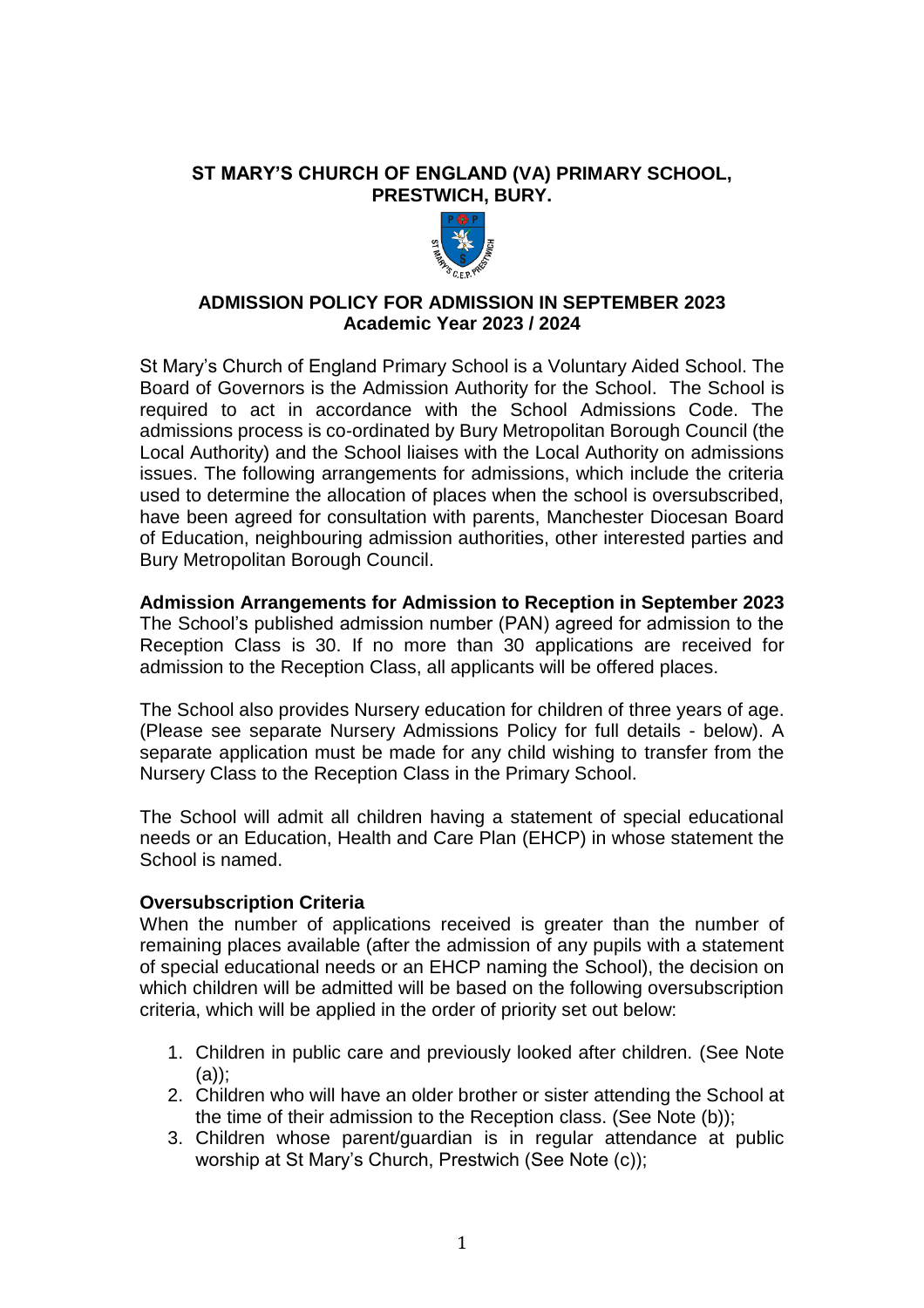# ST MARY'S CHURCH OF ENGLAND (VA) PRIMARY SCHOOL, PRESTWICH, BURY.

## ADMISSION POLICY FOR ADMISSION IN SEPTEMBER 2023
### Academic Year 2023 / 2024

St Mary's Church of England Primary School is a Voluntary Aided School. The Board of Governors is the Admission Authority for the School. The School is required to act in accordance with the School Admissions Code. The admissions process is co-ordinated by Bury Metropolitan Borough Council (the Local Authority) and the School liaises with the Local Authority on admissions issues. The following arrangements for admissions, which include the criteria used to determine the allocation of places when the school is oversubscribed, have been agreed for consultation with parents, Manchester Diocesan Board of Education, neighbouring admission authorities, other interested parties and Bury Metropolitan Borough Council.

**Admission Arrangements for Admission to Reception in September 2023**
The School's published admission number (PAN) agreed for admission to the Reception Class is 30. If no more than 30 applications are received for admission to the Reception Class, all applicants will be offered places.

The School also provides Nursery education for children of three years of age. (Please see separate Nursery Admissions Policy for full details - below). A separate application must be made for any child wishing to transfer from the Nursery Class to the Reception Class in the Primary School.

The School will admit all children having a statement of special educational needs or an Education, Health and Care Plan (EHCP) in whose statement the School is named.

**Oversubscription Criteria**
When the number of applications received is greater than the number of remaining places available (after the admission of any pupils with a statement of special educational needs or an EHCP naming the School), the decision on which children will be admitted will be based on the following oversubscription criteria, which will be applied in the order of priority set out below:

1. Children in public care and previously looked after children. (See Note (a));
2. Children who will have an older brother or sister attending the School at the time of their admission to the Reception class. (See Note (b));
3. Children whose parent/guardian is in regular attendance at public worship at St Mary's Church, Prestwich (See Note (c));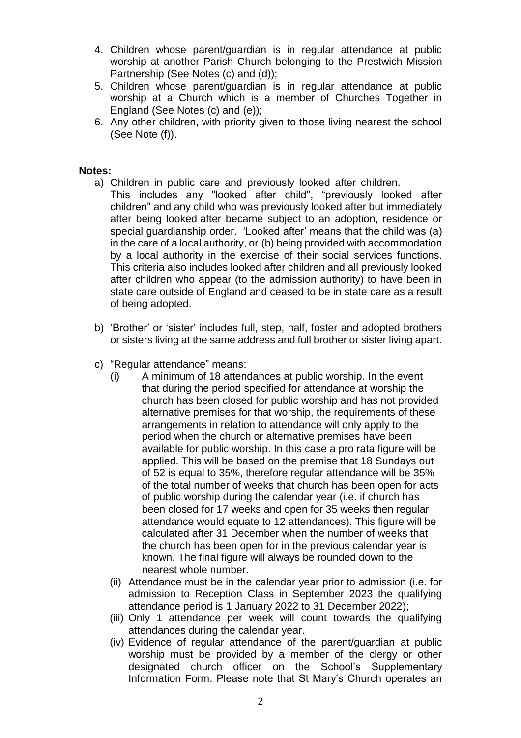4. Children whose parent/guardian is in regular attendance at public worship at another Parish Church belonging to the Prestwich Mission Partnership (See Notes (c) and (d));
5. Children whose parent/guardian is in regular attendance at public worship at a Church which is a member of Churches Together in England (See Notes (c) and (e));
6. Any other children, with priority given to those living nearest the school (See Note (f)).

**Notes:**

a) Children in public care and previously looked after children.
   This includes any "looked after child", "previously looked after children" and any child who was previously looked after but immediately after being looked after became subject to an adoption, residence or special guardianship order. 'Looked after' means that the child was (a) in the care of a local authority, or (b) being provided with accommodation by a local authority in the exercise of their social services functions. This criteria also includes looked after children and all previously looked after children who appear (to the admission authority) to have been in state care outside of England and ceased to be in state care as a result of being adopted.

b) 'Brother' or 'sister' includes full, step, half, foster and adopted brothers or sisters living at the same address and full brother or sister living apart.

c) "Regular attendance" means:
   (i) A minimum of 18 attendances at public worship. In the event that during the period specified for attendance at worship the church has been closed for public worship and has not provided alternative premises for that worship, the requirements of these arrangements in relation to attendance will only apply to the period when the church or alternative premises have been available for public worship. In this case a pro rata figure will be applied. This will be based on the premise that 18 Sundays out of 52 is equal to 35%, therefore regular attendance will be 35% of the total number of weeks that church has been open for acts of public worship during the calendar year (i.e. if church has been closed for 17 weeks and open for 35 weeks then regular attendance would equate to 12 attendances). This figure will be calculated after 31 December when the number of weeks that the church has been open for in the previous calendar year is known. The final figure will always be rounded down to the nearest whole number.
   (ii) Attendance must be in the calendar year prior to admission (i.e. for admission to Reception Class in September 2023 the qualifying attendance period is 1 January 2022 to 31 December 2022);
   (iii) Only 1 attendance per week will count towards the qualifying attendances during the calendar year.
   (iv) Evidence of regular attendance of the parent/guardian at public worship must be provided by a member of the clergy or other designated church officer on the School's Supplementary Information Form. Please note that St Mary's Church operates an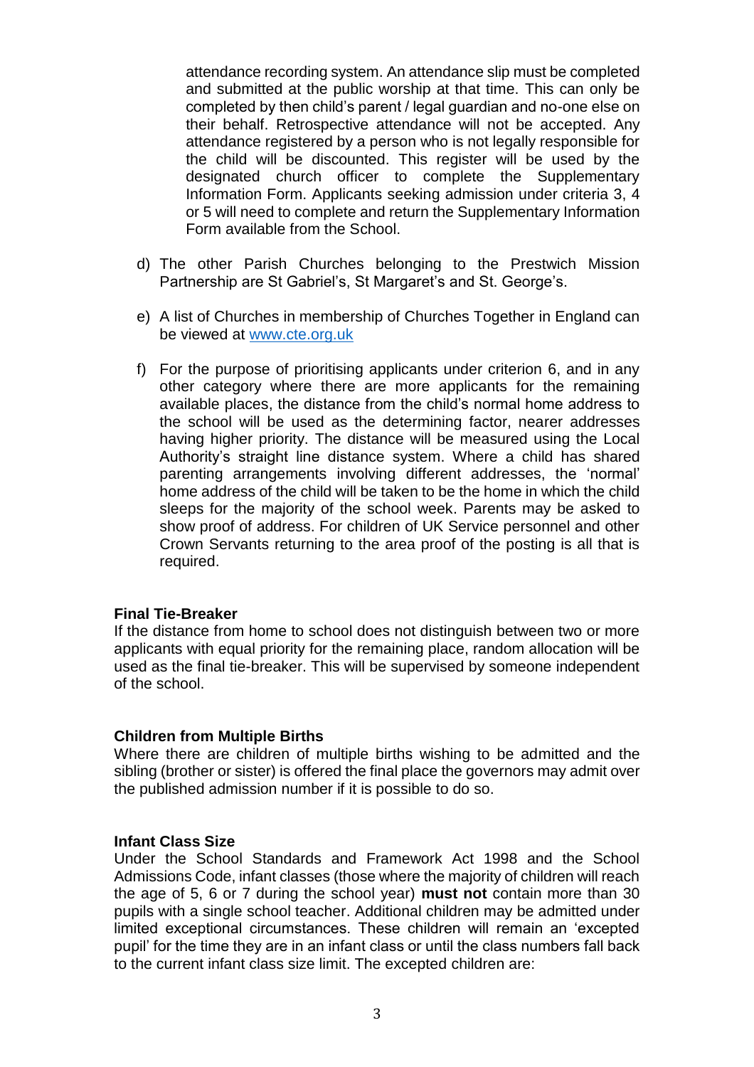attendance recording system. An attendance slip must be completed and submitted at the public worship at that time. This can only be completed by then child's parent / legal guardian and no-one else on their behalf. Retrospective attendance will not be accepted. Any attendance registered by a person who is not legally responsible for the child will be discounted. This register will be used by the designated church officer to complete the Supplementary Information Form. Applicants seeking admission under criteria 3, 4 or 5 will need to complete and return the Supplementary Information Form available from the School.

d) The other Parish Churches belonging to the Prestwich Mission Partnership are St Gabriel's, St Margaret's and St. George's.

e) A list of Churches in membership of Churches Together in England can be viewed at [www.cte.org.uk](http://www.cte.org.uk)

f) For the purpose of prioritising applicants under criterion 6, and in any other category where there are more applicants for the remaining available places, the distance from the child's normal home address to the school will be used as the determining factor, nearer addresses having higher priority. The distance will be measured using the Local Authority's straight line distance system. Where a child has shared parenting arrangements involving different addresses, the 'normal' home address of the child will be taken to be the home in which the child sleeps for the majority of the school week. Parents may be asked to show proof of address. For children of UK Service personnel and other Crown Servants returning to the area proof of the posting is all that is required.

**Final Tie-Breaker**
If the distance from home to school does not distinguish between two or more applicants with equal priority for the remaining place, random allocation will be used as the final tie-breaker. This will be supervised by someone independent of the school.

**Children from Multiple Births**
Where there are children of multiple births wishing to be admitted and the sibling (brother or sister) is offered the final place the governors may admit over the published admission number if it is possible to do so.

**Infant Class Size**
Under the School Standards and Framework Act 1998 and the School Admissions Code, infant classes (those where the majority of children will reach the age of 5, 6 or 7 during the school year) **must not** contain more than 30 pupils with a single school teacher. Additional children may be admitted under limited exceptional circumstances. These children will remain an 'excepted pupil' for the time they are in an infant class or until the class numbers fall back to the current infant class size limit. The excepted children are: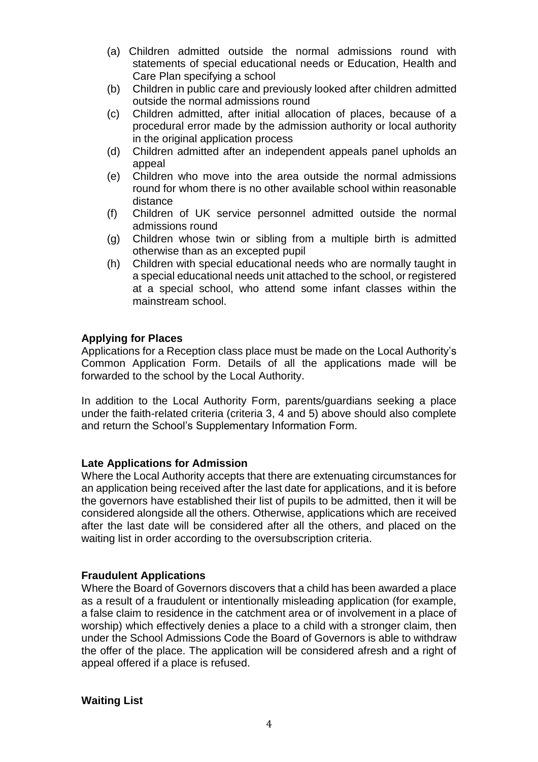(a) Children admitted outside the normal admissions round with statements of special educational needs or Education, Health and Care Plan specifying a school

(b) Children in public care and previously looked after children admitted outside the normal admissions round

(c) Children admitted, after initial allocation of places, because of a procedural error made by the admission authority or local authority in the original application process

(d) Children admitted after an independent appeals panel upholds an appeal

(e) Children who move into the area outside the normal admissions round for whom there is no other available school within reasonable distance

(f) Children of UK service personnel admitted outside the normal admissions round

(g) Children whose twin or sibling from a multiple birth is admitted otherwise than as an excepted pupil

(h) Children with special educational needs who are normally taught in a special educational needs unit attached to the school, or registered at a special school, who attend some infant classes within the mainstream school.

**Applying for Places**

Applications for a Reception class place must be made on the Local Authority's Common Application Form. Details of all the applications made will be forwarded to the school by the Local Authority.

In addition to the Local Authority Form, parents/guardians seeking a place under the faith-related criteria (criteria 3, 4 and 5) above should also complete and return the School's Supplementary Information Form.

**Late Applications for Admission**

Where the Local Authority accepts that there are extenuating circumstances for an application being received after the last date for applications, and it is before the governors have established their list of pupils to be admitted, then it will be considered alongside all the others. Otherwise, applications which are received after the last date will be considered after all the others, and placed on the waiting list in order according to the oversubscription criteria.

**Fraudulent Applications**

Where the Board of Governors discovers that a child has been awarded a place as a result of a fraudulent or intentionally misleading application (for example, a false claim to residence in the catchment area or of involvement in a place of worship) which effectively denies a place to a child with a stronger claim, then under the School Admissions Code the Board of Governors is able to withdraw the offer of the place. The application will be considered afresh and a right of appeal offered if a place is refused.

**Waiting List**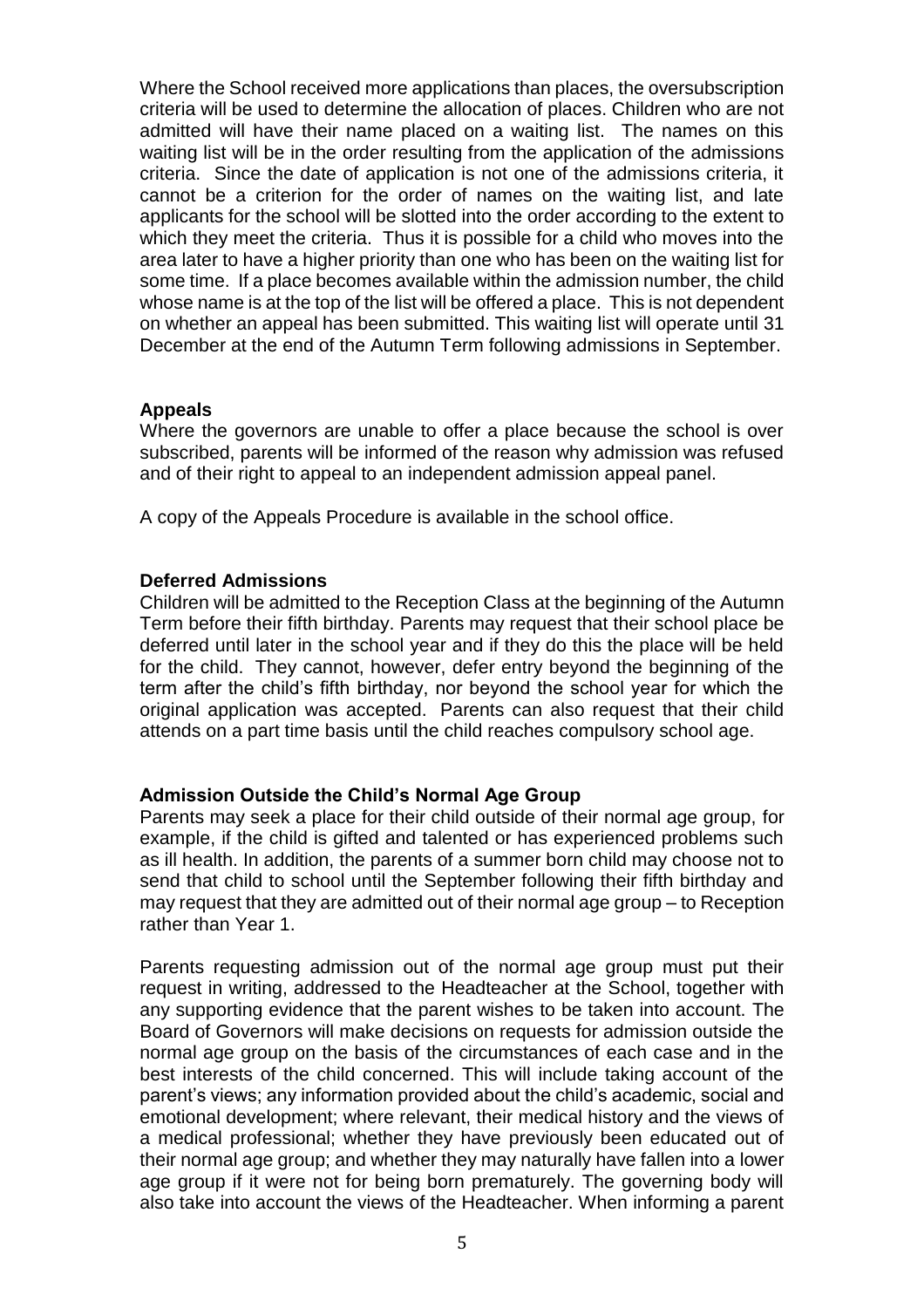Where the School received more applications than places, the oversubscription criteria will be used to determine the allocation of places. Children who are not admitted will have their name placed on a waiting list. The names on this waiting list will be in the order resulting from the application of the admissions criteria. Since the date of application is not one of the admissions criteria, it cannot be a criterion for the order of names on the waiting list, and late applicants for the school will be slotted into the order according to the extent to which they meet the criteria. Thus it is possible for a child who moves into the area later to have a higher priority than one who has been on the waiting list for some time. If a place becomes available within the admission number, the child whose name is at the top of the list will be offered a place. This is not dependent on whether an appeal has been submitted. This waiting list will operate until 31 December at the end of the Autumn Term following admissions in September.

**Appeals**

Where the governors are unable to offer a place because the school is over subscribed, parents will be informed of the reason why admission was refused and of their right to appeal to an independent admission appeal panel.

A copy of the Appeals Procedure is available in the school office.

**Deferred Admissions**

Children will be admitted to the Reception Class at the beginning of the Autumn Term before their fifth birthday. Parents may request that their school place be deferred until later in the school year and if they do this the place will be held for the child. They cannot, however, defer entry beyond the beginning of the term after the child's fifth birthday, nor beyond the school year for which the original application was accepted. Parents can also request that their child attends on a part time basis until the child reaches compulsory school age.

**Admission Outside the Child's Normal Age Group**

Parents may seek a place for their child outside of their normal age group, for example, if the child is gifted and talented or has experienced problems such as ill health. In addition, the parents of a summer born child may choose not to send that child to school until the September following their fifth birthday and may request that they are admitted out of their normal age group – to Reception rather than Year 1.

Parents requesting admission out of the normal age group must put their request in writing, addressed to the Headteacher at the School, together with any supporting evidence that the parent wishes to be taken into account. The Board of Governors will make decisions on requests for admission outside the normal age group on the basis of the circumstances of each case and in the best interests of the child concerned. This will include taking account of the parent's views; any information provided about the child's academic, social and emotional development; where relevant, their medical history and the views of a medical professional; whether they have previously been educated out of their normal age group; and whether they may naturally have fallen into a lower age group if it were not for being born prematurely. The governing body will also take into account the views of the Headteacher. When informing a parent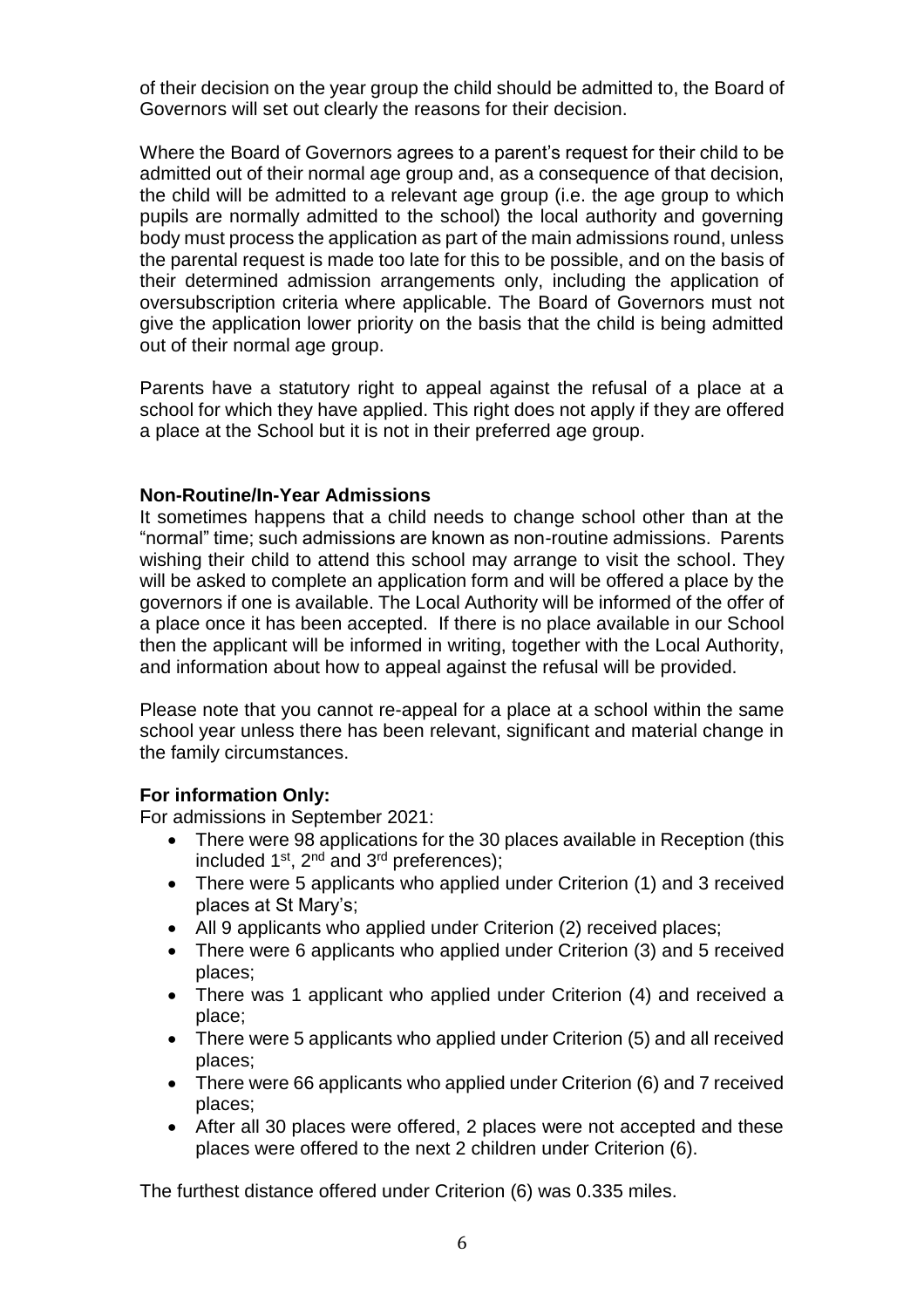of their decision on the year group the child should be admitted to, the Board of Governors will set out clearly the reasons for their decision.

Where the Board of Governors agrees to a parent's request for their child to be admitted out of their normal age group and, as a consequence of that decision, the child will be admitted to a relevant age group (i.e. the age group to which pupils are normally admitted to the school) the local authority and governing body must process the application as part of the main admissions round, unless the parental request is made too late for this to be possible, and on the basis of their determined admission arrangements only, including the application of oversubscription criteria where applicable. The Board of Governors must not give the application lower priority on the basis that the child is being admitted out of their normal age group.

Parents have a statutory right to appeal against the refusal of a place at a school for which they have applied. This right does not apply if they are offered a place at the School but it is not in their preferred age group.

**Non-Routine/In-Year Admissions**

It sometimes happens that a child needs to change school other than at the "normal" time; such admissions are known as non-routine admissions. Parents wishing their child to attend this school may arrange to visit the school. They will be asked to complete an application form and will be offered a place by the governors if one is available. The Local Authority will be informed of the offer of a place once it has been accepted. If there is no place available in our School then the applicant will be informed in writing, together with the Local Authority, and information about how to appeal against the refusal will be provided.

Please note that you cannot re-appeal for a place at a school within the same school year unless there has been relevant, significant and material change in the family circumstances.

**For information Only:**

For admissions in September 2021:

- There were 98 applications for the 30 places available in Reception (this included 1st, 2nd and 3rd preferences);
- There were 5 applicants who applied under Criterion (1) and 3 received places at St Mary's;
- All 9 applicants who applied under Criterion (2) received places;
- There were 6 applicants who applied under Criterion (3) and 5 received places;
- There was 1 applicant who applied under Criterion (4) and received a place;
- There were 5 applicants who applied under Criterion (5) and all received places;
- There were 66 applicants who applied under Criterion (6) and 7 received places;
- After all 30 places were offered, 2 places were not accepted and these places were offered to the next 2 children under Criterion (6).

The furthest distance offered under Criterion (6) was 0.335 miles.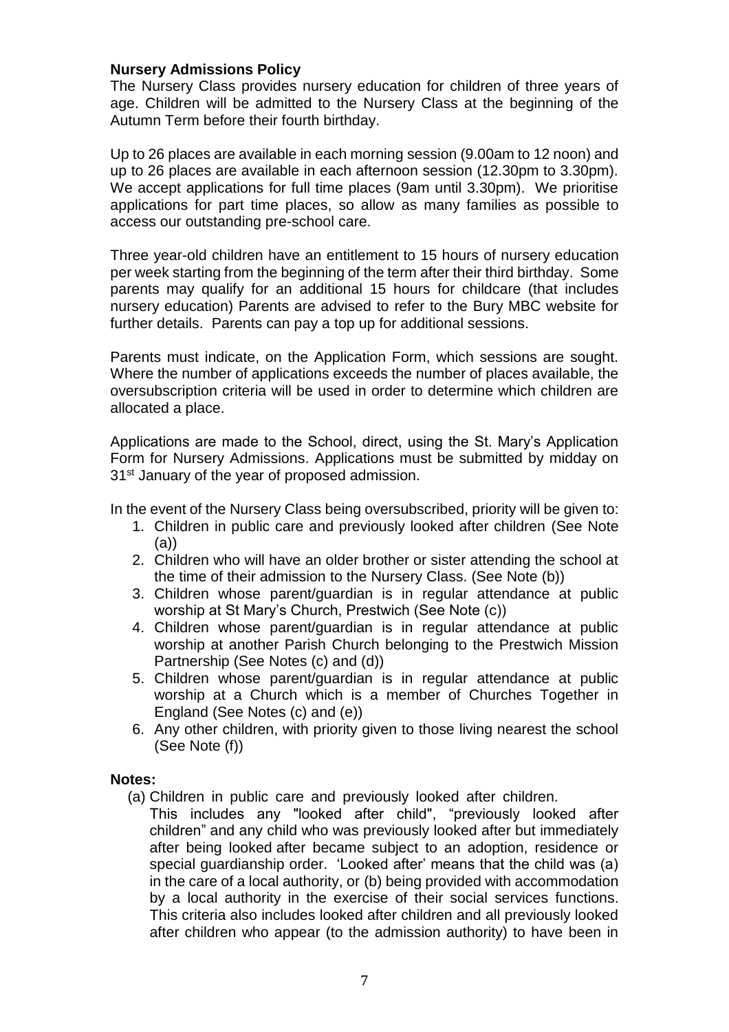**Nursery Admissions Policy**

The Nursery Class provides nursery education for children of three years of age. Children will be admitted to the Nursery Class at the beginning of the Autumn Term before their fourth birthday.

Up to 26 places are available in each morning session (9.00am to 12 noon) and up to 26 places are available in each afternoon session (12.30pm to 3.30pm). We accept applications for full time places (9am until 3.30pm). We prioritise applications for part time places, so allow as many families as possible to access our outstanding pre-school care.

Three year-old children have an entitlement to 15 hours of nursery education per week starting from the beginning of the term after their third birthday. Some parents may qualify for an additional 15 hours for childcare (that includes nursery education) Parents are advised to refer to the Bury MBC website for further details. Parents can pay a top up for additional sessions.

Parents must indicate, on the Application Form, which sessions are sought. Where the number of applications exceeds the number of places available, the oversubscription criteria will be used in order to determine which children are allocated a place.

Applications are made to the School, direct, using the St. Mary's Application Form for Nursery Admissions. Applications must be submitted by midday on 31st January of the year of proposed admission.

In the event of the Nursery Class being oversubscribed, priority will be given to:

1. Children in public care and previously looked after children (See Note (a))
2. Children who will have an older brother or sister attending the school at the time of their admission to the Nursery Class. (See Note (b))
3. Children whose parent/guardian is in regular attendance at public worship at St Mary's Church, Prestwich (See Note (c))
4. Children whose parent/guardian is in regular attendance at public worship at another Parish Church belonging to the Prestwich Mission Partnership (See Notes (c) and (d))
5. Children whose parent/guardian is in regular attendance at public worship at a Church which is a member of Churches Together in England (See Notes (c) and (e))
6. Any other children, with priority given to those living nearest the school (See Note (f))

**Notes:**

(a) Children in public care and previously looked after children.
This includes any "looked after child", "previously looked after children" and any child who was previously looked after but immediately after being looked after became subject to an adoption, residence or special guardianship order. 'Looked after' means that the child was (a) in the care of a local authority, or (b) being provided with accommodation by a local authority in the exercise of their social services functions. This criteria also includes looked after children and all previously looked after children who appear (to the admission authority) to have been in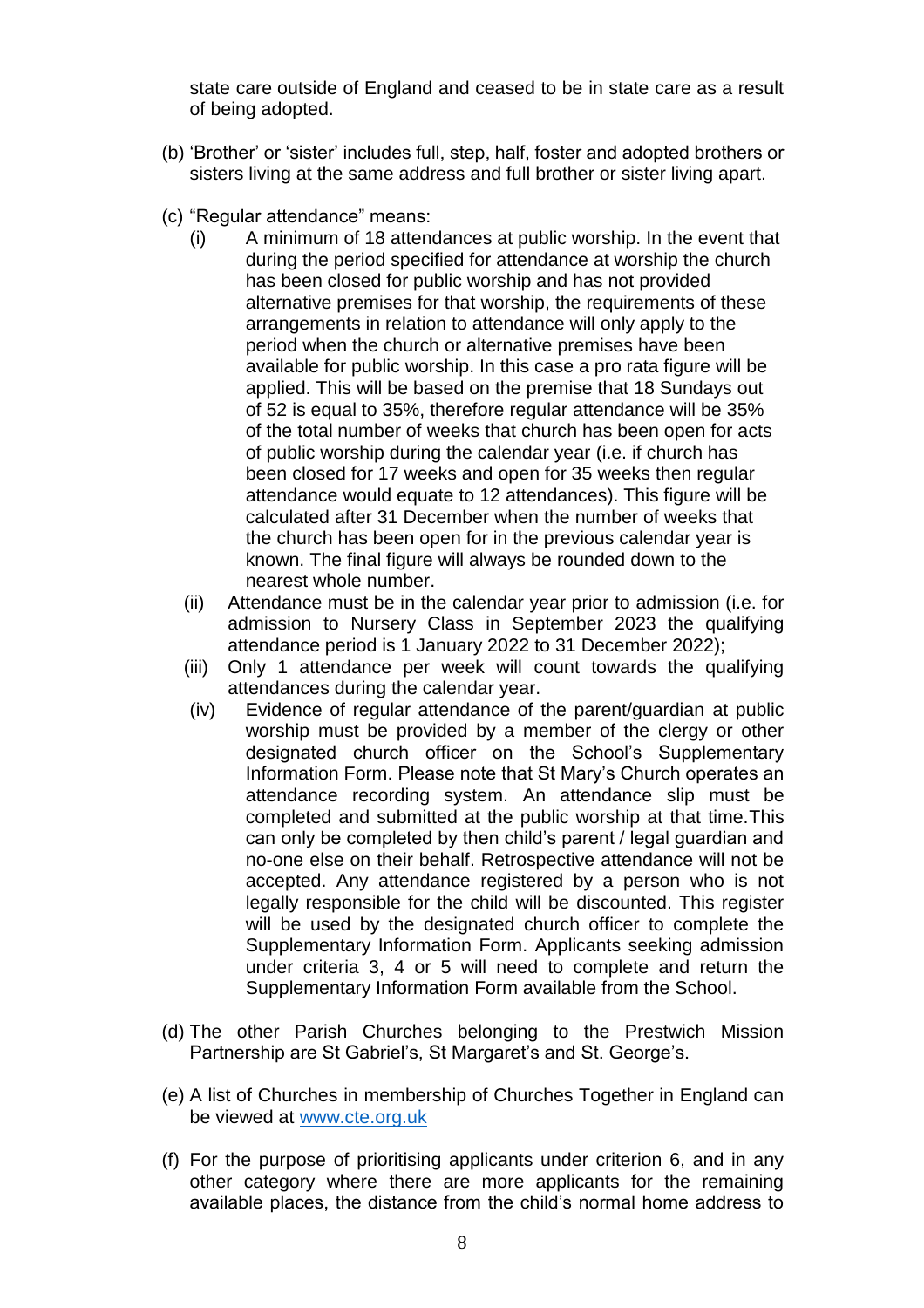state care outside of England and ceased to be in state care as a result of being adopted.

(b) 'Brother' or 'sister' includes full, step, half, foster and adopted brothers or sisters living at the same address and full brother or sister living apart.

(c) "Regular attendance" means:

   (i) A minimum of 18 attendances at public worship. In the event that during the period specified for attendance at worship the church has been closed for public worship and has not provided alternative premises for that worship, the requirements of these arrangements in relation to attendance will only apply to the period when the church or alternative premises have been available for public worship. In this case a pro rata figure will be applied. This will be based on the premise that 18 Sundays out of 52 is equal to 35%, therefore regular attendance will be 35% of the total number of weeks that church has been open for acts of public worship during the calendar year (i.e. if church has been closed for 17 weeks and open for 35 weeks then regular attendance would equate to 12 attendances). This figure will be calculated after 31 December when the number of weeks that the church has been open for in the previous calendar year is known. The final figure will always be rounded down to the nearest whole number.

   (ii) Attendance must be in the calendar year prior to admission (i.e. for admission to Nursery Class in September 2023 the qualifying attendance period is 1 January 2022 to 31 December 2022);

   (iii) Only 1 attendance per week will count towards the qualifying attendances during the calendar year.

   (iv) Evidence of regular attendance of the parent/guardian at public worship must be provided by a member of the clergy or other designated church officer on the School's Supplementary Information Form. Please note that St Mary's Church operates an attendance recording system. An attendance slip must be completed and submitted at the public worship at that time.This can only be completed by then child's parent / legal guardian and no-one else on their behalf. Retrospective attendance will not be accepted. Any attendance registered by a person who is not legally responsible for the child will be discounted. This register will be used by the designated church officer to complete the Supplementary Information Form. Applicants seeking admission under criteria 3, 4 or 5 will need to complete and return the Supplementary Information Form available from the School.

(d) The other Parish Churches belonging to the Prestwich Mission Partnership are St Gabriel's, St Margaret's and St. George's.

(e) A list of Churches in membership of Churches Together in England can be viewed at [www.cte.org.uk](http://www.cte.org.uk)

(f) For the purpose of prioritising applicants under criterion 6, and in any other category where there are more applicants for the remaining available places, the distance from the child's normal home address to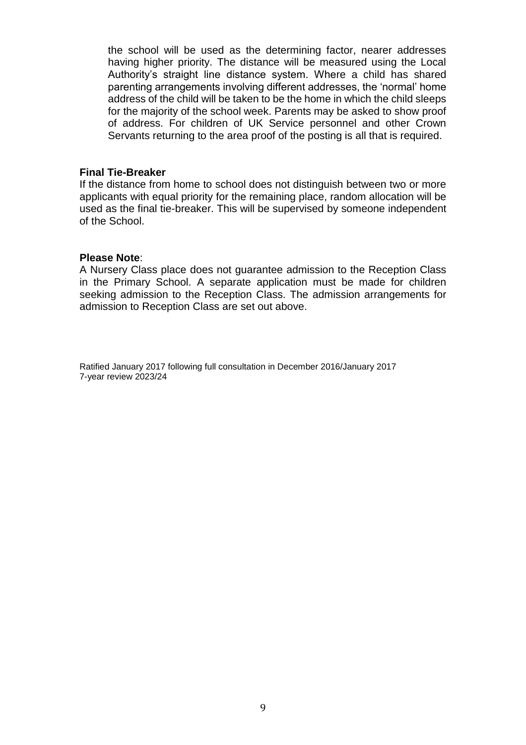the school will be used as the determining factor, nearer addresses having higher priority. The distance will be measured using the Local Authority's straight line distance system. Where a child has shared parenting arrangements involving different addresses, the 'normal' home address of the child will be taken to be the home in which the child sleeps for the majority of the school week. Parents may be asked to show proof of address. For children of UK Service personnel and other Crown Servants returning to the area proof of the posting is all that is required.

**Final Tie-Breaker**

If the distance from home to school does not distinguish between two or more applicants with equal priority for the remaining place, random allocation will be used as the final tie-breaker. This will be supervised by someone independent of the School.

**Please Note**:

A Nursery Class place does not guarantee admission to the Reception Class in the Primary School. A separate application must be made for children seeking admission to the Reception Class. The admission arrangements for admission to Reception Class are set out above.

Ratified January 2017 following full consultation in December 2016/January 2017
7-year review 2023/24